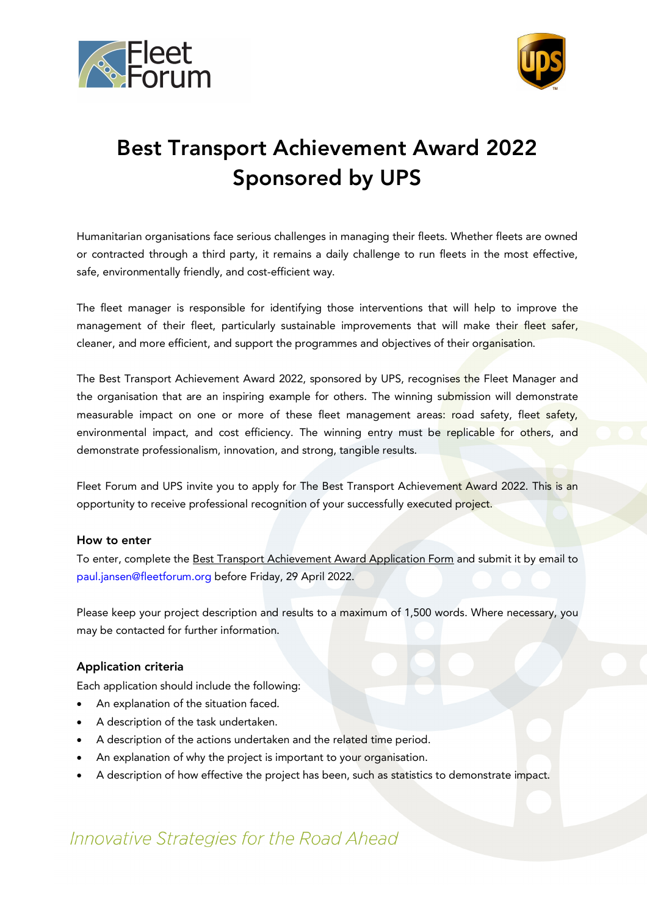# Best Transport Achievement Award 2022 Sponsored by UPS

Humanitarian organisations face serious challenges in managing their fleets. Whether fleets are owned or contracted through a third party, it remains a daily challenge to run fleets in the most effective, safe, environmentally friendly, and cost-efficient way.

The fleet manager is responsible for identifying those interventions that will help to improve the management of their fleet, particularly sustainable improvements that will make their fleet safer, cleaner, and more efficient, and support the programmes and objectives of their organisation.

The Best Transport Achievement Award 2022, sponsored by UPS, recognises the Fleet Manager and the organisation that are an inspiring example for others. The winning submission will demonstrate measurable impact on one or more of these fleet management areas: road safety, fleet safety, environmental impact, and cost efficiency. The winning entry must be replicable for others, and demonstrate professionalism, innovation, and strong, tangible results.

Fleet Forum and UPS invite you to apply for The Best Transport Achievement Award 2022. This is an opportunity to receive professional recognition of your successfully executed project.

### How to enter

To enter, complete the Best Transport Achievement Award Application Form and submit it by email to paul.jansen@fleetforum.org before Friday, 29 April 2022.

Please keep your project description and results to a maximum of 1,500 words. Where necessary, you may be contacted for further information.

### Application criteria

Each application should include the following:

- An explanation of the situation faced.
- A description of the task undertaken.
- A description of the actions undertaken and the related time period.
- An explanation of why the project is important to your organisation.
- A description of how effective the project has been, such as statistics to demonstrate impact.

*Innovative Strategies for the Road Ahead*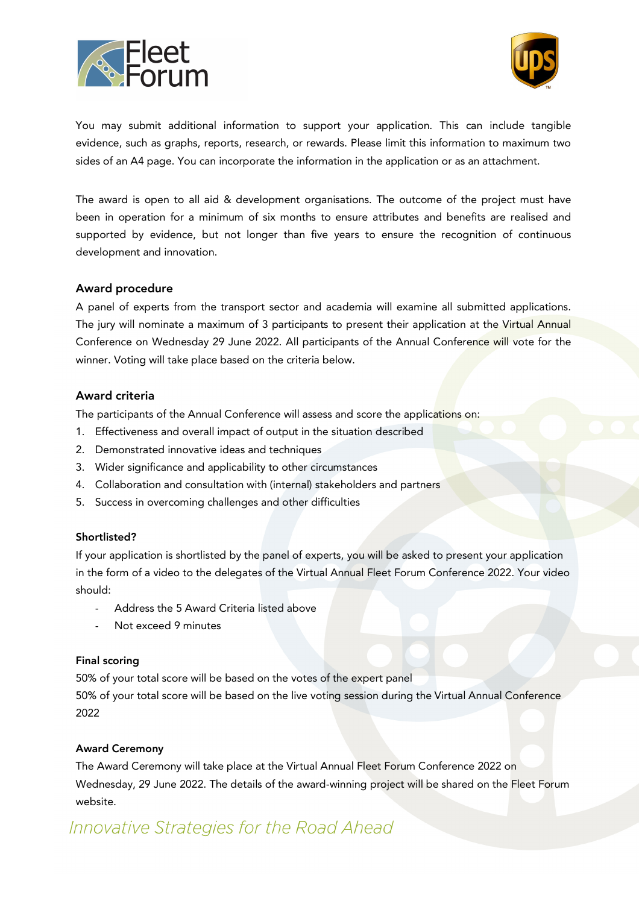You may submit additional information to support your application. This can include tangible evidence, such as graphs, reports, research, or rewards. Please limit this information to maximum two sides of an A4 page. You can incorporate the information in the application or as an attachment.

The award is open to all aid & development organisations. The outcome of the project must have been in operation for a minimum of six months to ensure attributes and benefits are realised and supported by evidence, but not longer than five years to ensure the recognition of continuous development and innovation.

## Award procedure

A panel of experts from the transport sector and academia will examine all submitted applications. The jury will nominate a maximum of 3 participants to present their application at the Virtual Annual Conference on Wednesday 29 June 2022. All participants of the Annual Conference will vote for the winner. Voting will take place based on the criteria below.

## Award criteria

The participants of the Annual Conference will assess and score the applications on:

1. Effectiveness and overall impact of output in the situation described
2. Demonstrated innovative ideas and techniques
3. Wider significance and applicability to other circumstances
4. Collaboration and consultation with (internal) stakeholders and partners
5. Success in overcoming challenges and other difficulties

### Shortlisted?

If your application is shortlisted by the panel of experts, you will be asked to present your application in the form of a video to the delegates of the Virtual Annual Fleet Forum Conference 2022. Your video should:

- Address the 5 Award Criteria listed above
- Not exceed 9 minutes

### Final scoring

50% of your total score will be based on the votes of the expert panel
50% of your total score will be based on the live voting session during the Virtual Annual Conference 2022

### Award Ceremony

The Award Ceremony will take place at the Virtual Annual Fleet Forum Conference 2022 on Wednesday, 29 June 2022. The details of the award-winning project will be shared on the Fleet Forum website.

*Innovative Strategies for the Road Ahead*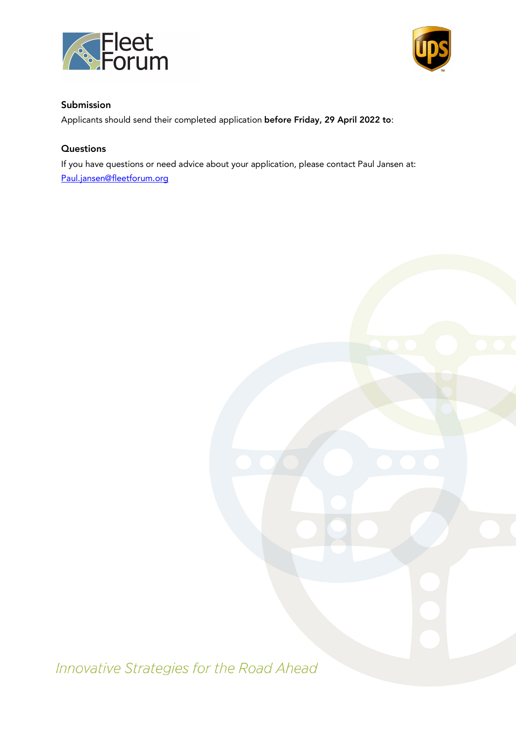### Submission

Applicants should send their completed application **before Friday, 29 April 2022 to**:

### Questions

If you have questions or need advice about your application, please contact Paul Jansen at:
[Paul.jansen@fleetforum.org](mailto:Paul.jansen@fleetforum.org)

*Innovative Strategies for the Road Ahead*